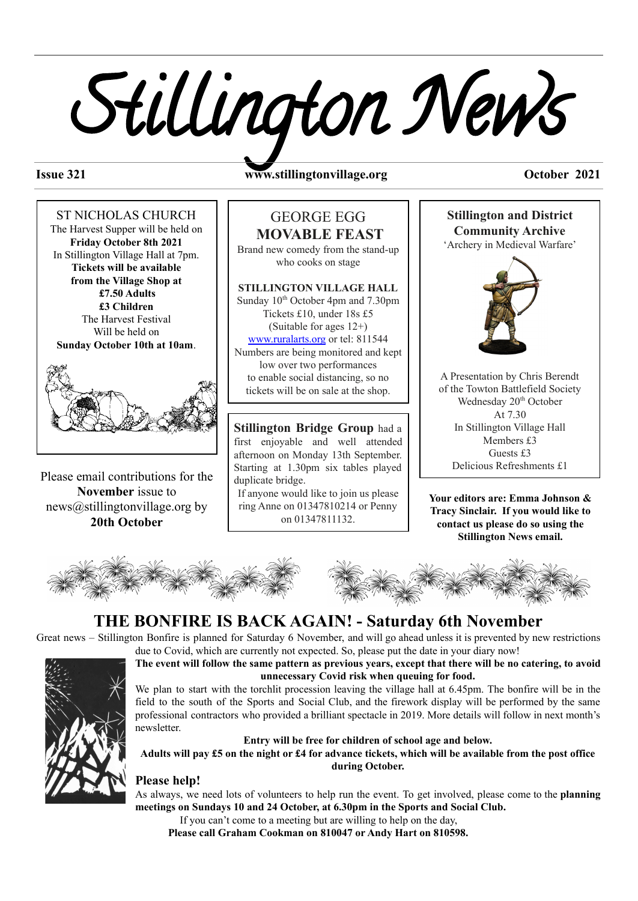# Stillington News

**Issue 321** www.stillingtonvillage.org **October 2021**

## ST NICHOLAS CHURCH

The Harvest Supper will be held on **Friday October 8th 2021** In Stillington Village Hall at 7pm. **Tickets will be available from the Village Shop at £7.50 Adults £3 Children**

The Harvest Festival Will be held on **Sunday October 10th at 10am**.

Please email contributions for the **November** issue to news@stillingtonvillage.org by **20th October**

## GEORGE EGG **MOVABLE FEAST**

Brand new comedy from the stand-up who cooks on stage

**STILLINGTON VILLAGE HALL**

Sunday 10th October 4pm and 7.30pm
Tickets £10, under 18s £5
(Suitable for ages 12+)
www.ruralarts.org or tel: 811544

Numbers are being monitored and kept low over two performances to enable social distancing, so no tickets will be on sale at the shop.

**Stillington Bridge Group** had a first enjoyable and well attended afternoon on Monday 13th September. Starting at 1.30pm six tables played duplicate bridge.

If anyone would like to join us please ring Anne on 01347810214 or Penny on 01347811132.

## Stillington and District Community Archive

'Archery in Medieval Warfare'

A Presentation by Chris Berendt of the Towton Battlefield Society
Wednesday 20th October
At 7.30
In Stillington Village Hall
Members £3
Guests £3
Delicious Refreshments £1

**Your editors are: Emma Johnson & Tracy Sinclair. If you would like to contact us please do so using the Stillington News email.**

## THE BONFIRE IS BACK AGAIN! - Saturday 6th November

Great news – Stillington Bonfire is planned for Saturday 6 November, and will go ahead unless it is prevented by new restrictions due to Covid, which are currently not expected. So, please put the date in your diary now!

**The event will follow the same pattern as previous years, except that there will be no catering, to avoid unnecessary Covid risk when queuing for food.**

We plan to start with the torchlit procession leaving the village hall at 6.45pm. The bonfire will be in the field to the south of the Sports and Social Club, and the firework display will be performed by the same professional contractors who provided a brilliant spectacle in 2019. More details will follow in next month's newsletter.

**Entry will be free for children of school age and below.**

**Adults will pay £5 on the night or £4 for advance tickets, which will be available from the post office during October.**

### Please help!

As always, we need lots of volunteers to help run the event. To get involved, please come to the **planning meetings on Sundays 10 and 24 October, at 6.30pm in the Sports and Social Club.**

If you can't come to a meeting but are willing to help on the day,
**Please call Graham Cookman on 810047 or Andy Hart on 810598.**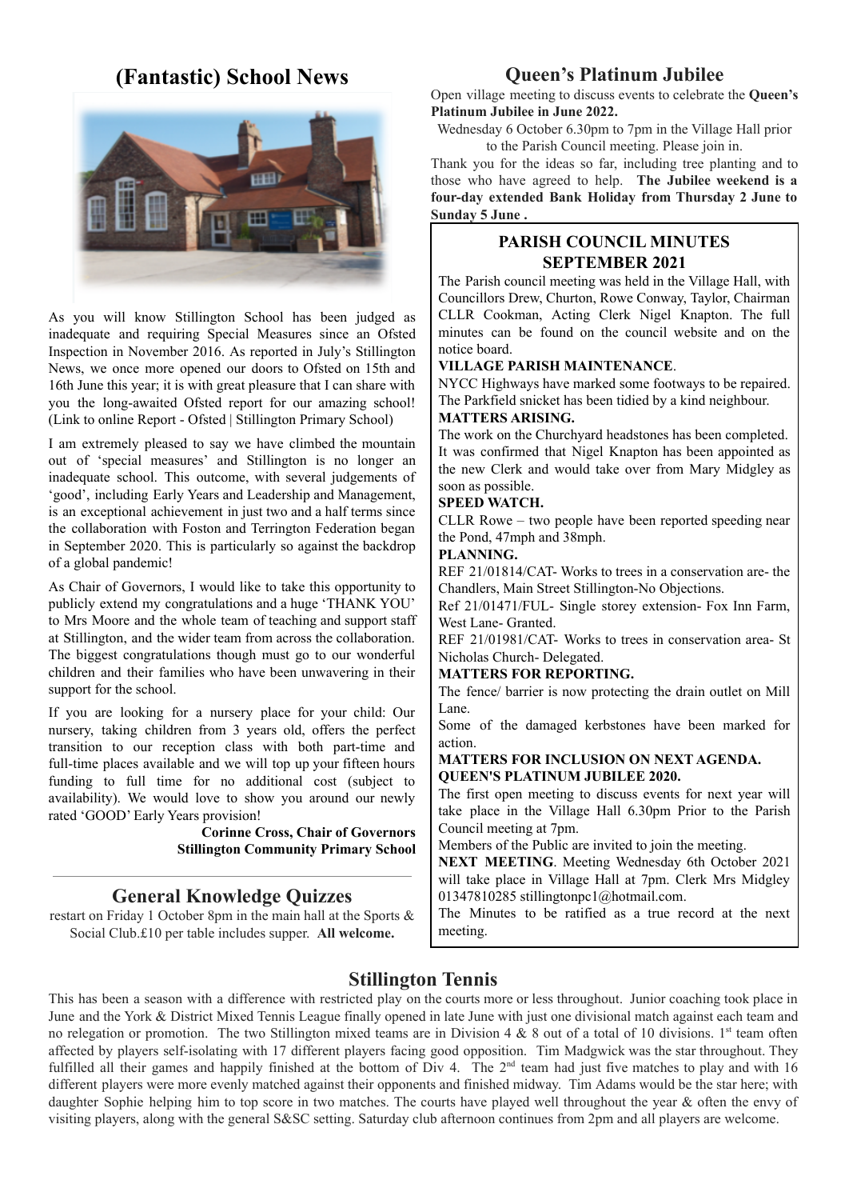## (Fantastic) School News

As you will know Stillington School has been judged as inadequate and requiring Special Measures since an Ofsted Inspection in November 2016. As reported in July's Stillington News, we once more opened our doors to Ofsted on 15th and 16th June this year; it is with great pleasure that I can share with you the long-awaited Ofsted report for our amazing school! (Link to online Report - Ofsted | Stillington Primary School)

I am extremely pleased to say we have climbed the mountain out of 'special measures' and Stillington is no longer an inadequate school. This outcome, with several judgements of 'good', including Early Years and Leadership and Management, is an exceptional achievement in just two and a half terms since the collaboration with Foston and Terrington Federation began in September 2020. This is particularly so against the backdrop of a global pandemic!

As Chair of Governors, I would like to take this opportunity to publicly extend my congratulations and a huge 'THANK YOU' to Mrs Moore and the whole team of teaching and support staff at Stillington, and the wider team from across the collaboration. The biggest congratulations though must go to our wonderful children and their families who have been unwavering in their support for the school.

If you are looking for a nursery place for your child: Our nursery, taking children from 3 years old, offers the perfect transition to our reception class with both part-time and full-time places available and we will top up your fifteen hours funding to full time for no additional cost (subject to availability). We would love to show you around our newly rated 'GOOD' Early Years provision!

**Corinne Cross, Chair of Governors**
**Stillington Community Primary School**

## General Knowledge Quizzes

restart on Friday 1 October 8pm in the main hall at the Sports & Social Club.£10 per table includes supper. **All welcome.**

## Queen's Platinum Jubilee

Open village meeting to discuss events to celebrate the **Queen's Platinum Jubilee in June 2022.**

Wednesday 6 October 6.30pm to 7pm in the Village Hall prior to the Parish Council meeting. Please join in.

Thank you for the ideas so far, including tree planting and to those who have agreed to help. **The Jubilee weekend is a four-day extended Bank Holiday from Thursday 2 June to Sunday 5 June .**

## PARISH COUNCIL MINUTES SEPTEMBER 2021

The Parish council meeting was held in the Village Hall, with Councillors Drew, Churton, Rowe Conway, Taylor, Chairman CLLR Cookman, Acting Clerk Nigel Knapton. The full minutes can be found on the council website and on the notice board.

**VILLAGE PARISH MAINTENANCE**.

NYCC Highways have marked some footways to be repaired. The Parkfield snicket has been tidied by a kind neighbour.

**MATTERS ARISING.**

The work on the Churchyard headstones has been completed. It was confirmed that Nigel Knapton has been appointed as the new Clerk and would take over from Mary Midgley as soon as possible.

**SPEED WATCH.**

CLLR Rowe – two people have been reported speeding near the Pond, 47mph and 38mph.

**PLANNING.**

REF 21/01814/CAT- Works to trees in a conservation are- the Chandlers, Main Street Stillington-No Objections.

Ref 21/01471/FUL- Single storey extension- Fox Inn Farm, West Lane- Granted.

REF 21/01981/CAT- Works to trees in conservation area- St Nicholas Church- Delegated.

**MATTERS FOR REPORTING.**

The fence/ barrier is now protecting the drain outlet on Mill Lane.

Some of the damaged kerbstones have been marked for action.

**MATTERS FOR INCLUSION ON NEXT AGENDA.**
**QUEEN'S PLATINUM JUBILEE 2020.**

The first open meeting to discuss events for next year will take place in the Village Hall 6.30pm Prior to the Parish Council meeting at 7pm.

Members of the Public are invited to join the meeting.

**NEXT MEETING**. Meeting Wednesday 6th October 2021 will take place in Village Hall at 7pm. Clerk Mrs Midgley 01347810285 stillingtonpc1@hotmail.com.

The Minutes to be ratified as a true record at the next meeting.

## Stillington Tennis

This has been a season with a difference with restricted play on the courts more or less throughout. Junior coaching took place in June and the York & District Mixed Tennis League finally opened in late June with just one divisional match against each team and no relegation or promotion. The two Stillington mixed teams are in Division 4 & 8 out of a total of 10 divisions. 1st team often affected by players self-isolating with 17 different players facing good opposition. Tim Madgwick was the star throughout. They fulfilled all their games and happily finished at the bottom of Div 4. The 2nd team had just five matches to play and with 16 different players were more evenly matched against their opponents and finished midway. Tim Adams would be the star here; with daughter Sophie helping him to top score in two matches. The courts have played well throughout the year & often the envy of visiting players, along with the general S&SC setting. Saturday club afternoon continues from 2pm and all players are welcome.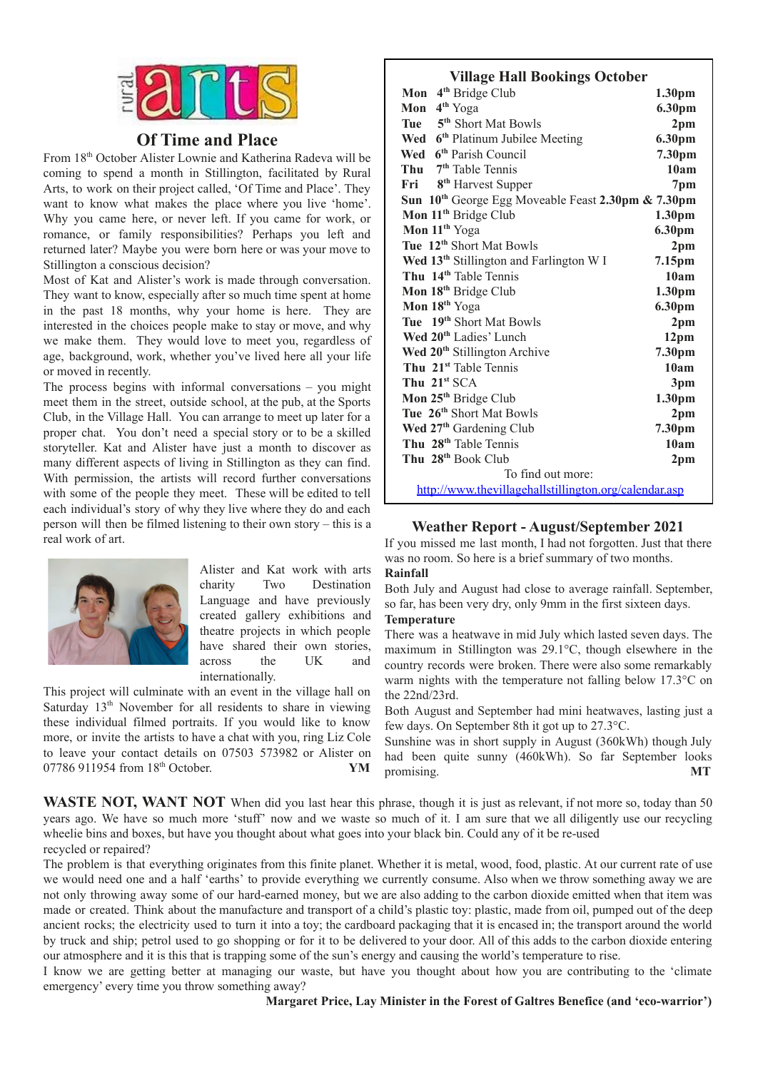rural arts

## Of Time and Place

From 18th October Alister Lownie and Katherina Radeva will be coming to spend a month in Stillington, facilitated by Rural Arts, to work on their project called, 'Of Time and Place'. They want to know what makes the place where you live 'home'. Why you came here, or never left. If you came for work, or romance, or family responsibilities? Perhaps you left and returned later? Maybe you were born here or was your move to Stillington a conscious decision?

Most of Kat and Alister's work is made through conversation. They want to know, especially after so much time spent at home in the past 18 months, why your home is here. They are interested in the choices people make to stay or move, and why we make them. They would love to meet you, regardless of age, background, work, whether you've lived here all your life or moved in recently.

The process begins with informal conversations – you might meet them in the street, outside school, at the pub, at the Sports Club, in the Village Hall. You can arrange to meet up later for a proper chat. You don't need a special story or to be a skilled storyteller. Kat and Alister have just a month to discover as many different aspects of living in Stillington as they can find. With permission, the artists will record further conversations with some of the people they meet. These will be edited to tell each individual's story of why they live where they do and each person will then be filmed listening to their own story – this is a real work of art.

Alister and Kat work with arts charity Two Destination Language and have previously created gallery exhibitions and theatre projects in which people have shared their own stories, across the UK and internationally.

This project will culminate with an event in the village hall on Saturday 13th November for all residents to share in viewing these individual filmed portraits. If you would like to know more, or invite the artists to have a chat with you, ring Liz Cole to leave your contact details on 07503 573982 or Alister on 07786 911954 from 18th October. **YM**

## Village Hall Bookings October

| | | |
|---|---|---|
| **Mon** | 4th Bridge Club | **1.30pm** |
| **Mon** | 4th Yoga | **6.30pm** |
| **Tue** | 5th Short Mat Bowls | **2pm** |
| **Wed** | 6th Platinum Jubilee Meeting | **6.30pm** |
| **Wed** | 6th Parish Council | **7.30pm** |
| **Thu** | 7th Table Tennis | **10am** |
| **Fri** | 8th Harvest Supper | **7pm** |
| **Sun** | 10th George Egg Moveable Feast | **2.30pm & 7.30pm** |
| **Mon** | 11th Bridge Club | **1.30pm** |
| **Mon** | 11th Yoga | **6.30pm** |
| **Tue** | 12th Short Mat Bowls | **2pm** |
| **Wed** | 13th Stillington and Farlington W I | **7.15pm** |
| **Thu** | 14th Table Tennis | **10am** |
| **Mon** | 18th Bridge Club | **1.30pm** |
| **Mon** | 18th Yoga | **6.30pm** |
| **Tue** | 19th Short Mat Bowls | **2pm** |
| **Wed** | 20th Ladies' Lunch | **12pm** |
| **Wed** | 20th Stillington Archive | **7.30pm** |
| **Thu** | 21st Table Tennis | **10am** |
| **Thu** | 21st SCA | **3pm** |
| **Mon** | 25th Bridge Club | **1.30pm** |
| **Tue** | 26th Short Mat Bowls | **2pm** |
| **Wed** | 27th Gardening Club | **7.30pm** |
| **Thu** | 28th Table Tennis | **10am** |
| **Thu** | 28th Book Club | **2pm** |

To find out more:
http://www.thevillagehallstillington.org/calendar.asp

## Weather Report - August/September 2021

If you missed me last month, I had not forgotten. Just that there was no room. So here is a brief summary of two months.

**Rainfall**

Both July and August had close to average rainfall. September, so far, has been very dry, only 9mm in the first sixteen days.

**Temperature**

There was a heatwave in mid July which lasted seven days. The maximum in Stillington was 29.1°C, though elsewhere in the country records were broken. There were also some remarkably warm nights with the temperature not falling below 17.3°C on the 22nd/23rd.

Both August and September had mini heatwaves, lasting just a few days. On September 8th it got up to 27.3°C.

Sunshine was in short supply in August (360kWh) though July had been quite sunny (460kWh). So far September looks promising. **MT**

**WASTE NOT, WANT NOT** When did you last hear this phrase, though it is just as relevant, if not more so, today than 50 years ago. We have so much more 'stuff' now and we waste so much of it. I am sure that we all diligently use our recycling wheelie bins and boxes, but have you thought about what goes into your black bin. Could any of it be re-used recycled or repaired?

The problem is that everything originates from this finite planet. Whether it is metal, wood, food, plastic. At our current rate of use we would need one and a half 'earths' to provide everything we currently consume. Also when we throw something away we are not only throwing away some of our hard-earned money, but we are also adding to the carbon dioxide emitted when that item was made or created. Think about the manufacture and transport of a child's plastic toy: plastic, made from oil, pumped out of the deep ancient rocks; the electricity used to turn it into a toy; the cardboard packaging that it is encased in; the transport around the world by truck and ship; petrol used to go shopping or for it to be delivered to your door. All of this adds to the carbon dioxide entering our atmosphere and it is this that is trapping some of the sun's energy and causing the world's temperature to rise.

I know we are getting better at managing our waste, but have you thought about how you are contributing to the 'climate emergency' every time you throw something away?

**Margaret Price, Lay Minister in the Forest of Galtres Benefice (and 'eco-warrior')**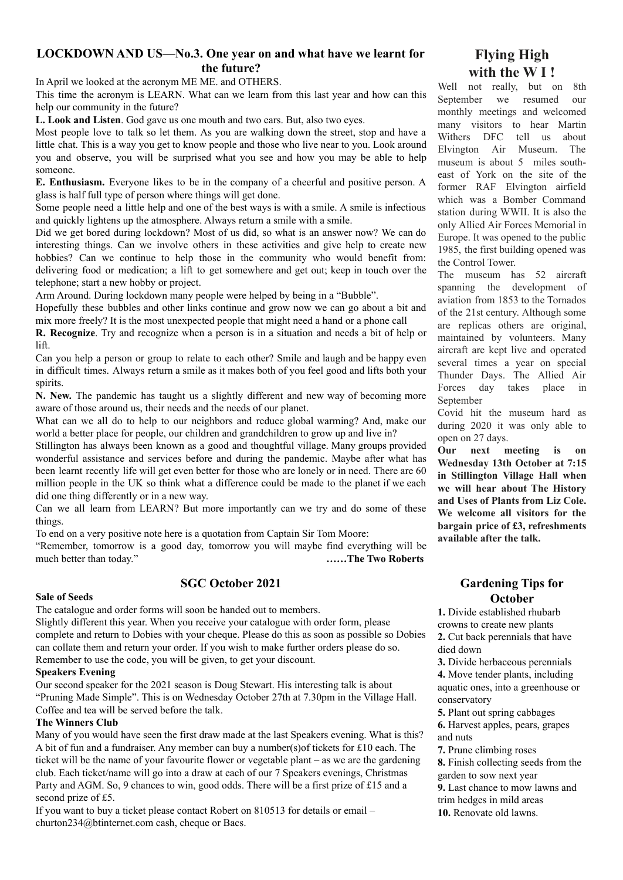## LOCKDOWN AND US—No.3. One year on and what have we learnt for the future?

In April we looked at the acronym ME ME. and OTHERS.

This time the acronym is LEARN. What can we learn from this last year and how can this help our community in the future?

**L. Look and Listen**. God gave us one mouth and two ears. But, also two eyes.

Most people love to talk so let them. As you are walking down the street, stop and have a little chat. This is a way you get to know people and those who live near to you. Look around you and observe, you will be surprised what you see and how you may be able to help someone.

**E. Enthusiasm.** Everyone likes to be in the company of a cheerful and positive person. A glass is half full type of person where things will get done.

Some people need a little help and one of the best ways is with a smile. A smile is infectious and quickly lightens up the atmosphere. Always return a smile with a smile.

Did we get bored during lockdown? Most of us did, so what is an answer now? We can do interesting things. Can we involve others in these activities and give help to create new hobbies? Can we continue to help those in the community who would benefit from: delivering food or medication; a lift to get somewhere and get out; keep in touch over the telephone; start a new hobby or project.

Arm Around. During lockdown many people were helped by being in a "Bubble".

Hopefully these bubbles and other links continue and grow now we can go about a bit and mix more freely? It is the most unexpected people that might need a hand or a phone call

**R. Recognize**. Try and recognize when a person is in a situation and needs a bit of help or lift.

Can you help a person or group to relate to each other? Smile and laugh and be happy even in difficult times. Always return a smile as it makes both of you feel good and lifts both your spirits.

**N. New.** The pandemic has taught us a slightly different and new way of becoming more aware of those around us, their needs and the needs of our planet.

What can we all do to help to our neighbors and reduce global warming? And, make our world a better place for people, our children and grandchildren to grow up and live in?

Stillington has always been known as a good and thoughtful village. Many groups provided wonderful assistance and services before and during the pandemic. Maybe after what has been learnt recently life will get even better for those who are lonely or in need. There are 60 million people in the UK so think what a difference could be made to the planet if we each did one thing differently or in a new way.

Can we all learn from LEARN? But more importantly can we try and do some of these things.

To end on a very positive note here is a quotation from Captain Sir Tom Moore:

"Remember, tomorrow is a good day, tomorrow you will maybe find everything will be much better than today." **……The Two Roberts**

## Flying High with the W I !

Well not really, but on 8th September we resumed our monthly meetings and welcomed many visitors to hear Martin Withers DFC tell us about Elvington Air Museum. The museum is about 5 miles south-east of York on the site of the former RAF Elvington airfield which was a Bomber Command station during WWII. It is also the only Allied Air Forces Memorial in Europe. It was opened to the public 1985, the first building opened was the Control Tower.

The museum has 52 aircraft spanning the development of aviation from 1853 to the Tornados of the 21st century. Although some are replicas others are original, maintained by volunteers. Many aircraft are kept live and operated several times a year on special Thunder Days. The Allied Air Forces day takes place in September

Covid hit the museum hard as during 2020 it was only able to open on 27 days.

**Our next meeting is on Wednesday 13th October at 7:15 in Stillington Village Hall when we will hear about The History and Uses of Plants from Liz Cole. We welcome all visitors for the bargain price of £3, refreshments available after the talk.**

## SGC October 2021

**Sale of Seeds**

The catalogue and order forms will soon be handed out to members.

Slightly different this year. When you receive your catalogue with order form, please complete and return to Dobies with your cheque. Please do this as soon as possible so Dobies can collate them and return your order. If you wish to make further orders please do so. Remember to use the code, you will be given, to get your discount.

**Speakers Evening**

Our second speaker for the 2021 season is Doug Stewart. His interesting talk is about "Pruning Made Simple". This is on Wednesday October 27th at 7.30pm in the Village Hall. Coffee and tea will be served before the talk.

**The Winners Club**

Many of you would have seen the first draw made at the last Speakers evening. What is this? A bit of fun and a fundraiser. Any member can buy a number(s)of tickets for £10 each. The ticket will be the name of your favourite flower or vegetable plant – as we are the gardening club. Each ticket/name will go into a draw at each of our 7 Speakers evenings, Christmas Party and AGM. So, 9 chances to win, good odds. There will be a first prize of £15 and a second prize of £5.

If you want to buy a ticket please contact Robert on 810513 for details or email – churton234@btinternet.com cash, cheque or Bacs.

## Gardening Tips for October

**1.** Divide established rhubarb crowns to create new plants
**2.** Cut back perennials that have died down
**3.** Divide herbaceous perennials
**4.** Move tender plants, including aquatic ones, into a greenhouse or conservatory
**5.** Plant out spring cabbages
**6.** Harvest apples, pears, grapes and nuts
**7.** Prune climbing roses
**8.** Finish collecting seeds from the garden to sow next year
**9.** Last chance to mow lawns and trim hedges in mild areas
**10.** Renovate old lawns.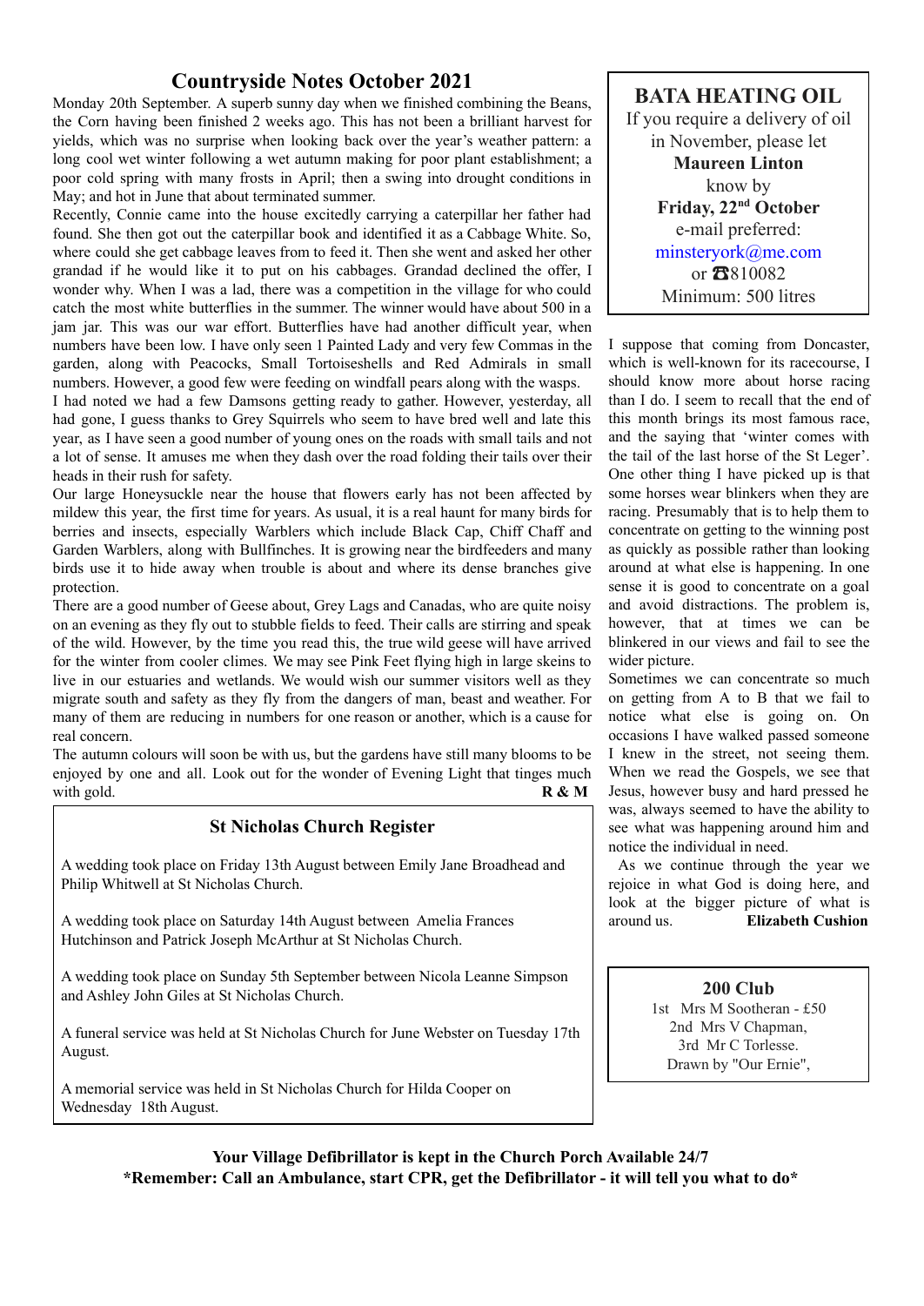## Countryside Notes October 2021

Monday 20th September. A superb sunny day when we finished combining the Beans, the Corn having been finished 2 weeks ago. This has not been a brilliant harvest for yields, which was no surprise when looking back over the year's weather pattern: a long cool wet winter following a wet autumn making for poor plant establishment; a poor cold spring with many frosts in April; then a swing into drought conditions in May; and hot in June that about terminated summer.

Recently, Connie came into the house excitedly carrying a caterpillar her father had found. She then got out the caterpillar book and identified it as a Cabbage White. So, where could she get cabbage leaves from to feed it. Then she went and asked her other grandad if he would like it to put on his cabbages. Grandad declined the offer, I wonder why. When I was a lad, there was a competition in the village for who could catch the most white butterflies in the summer. The winner would have about 500 in a jam jar. This was our war effort. Butterflies have had another difficult year, when numbers have been low. I have only seen 1 Painted Lady and very few Commas in the garden, along with Peacocks, Small Tortoiseshells and Red Admirals in small numbers. However, a good few were feeding on windfall pears along with the wasps.

I had noted we had a few Damsons getting ready to gather. However, yesterday, all had gone, I guess thanks to Grey Squirrels who seem to have bred well and late this year, as I have seen a good number of young ones on the roads with small tails and not a lot of sense. It amuses me when they dash over the road folding their tails over their heads in their rush for safety.

Our large Honeysuckle near the house that flowers early has not been affected by mildew this year, the first time for years. As usual, it is a real haunt for many birds for berries and insects, especially Warblers which include Black Cap, Chiff Chaff and Garden Warblers, along with Bullfinches. It is growing near the birdfeeders and many birds use it to hide away when trouble is about and where its dense branches give protection.

There are a good number of Geese about, Grey Lags and Canadas, who are quite noisy on an evening as they fly out to stubble fields to feed. Their calls are stirring and speak of the wild. However, by the time you read this, the true wild geese will have arrived for the winter from cooler climes. We may see Pink Feet flying high in large skeins to live in our estuaries and wetlands. We would wish our summer visitors well as they migrate south and safety as they fly from the dangers of man, beast and weather. For many of them are reducing in numbers for one reason or another, which is a cause for real concern.

The autumn colours will soon be with us, but the gardens have still many blooms to be enjoyed by one and all. Look out for the wonder of Evening Light that tinges much with gold.

**R & M**

### St Nicholas Church Register

A wedding took place on Friday 13th August between Emily Jane Broadhead and Philip Whitwell at St Nicholas Church.

A wedding took place on Saturday 14th August between Amelia Frances Hutchinson and Patrick Joseph McArthur at St Nicholas Church.

A wedding took place on Sunday 5th September between Nicola Leanne Simpson and Ashley John Giles at St Nicholas Church.

A funeral service was held at St Nicholas Church for June Webster on Tuesday 17th August.

A memorial service was held in St Nicholas Church for Hilda Cooper on Wednesday 18th August.

## BATA HEATING OIL

If you require a delivery of oil in November, please let **Maureen Linton** know by **Friday, 22nd October**

e-mail preferred: minsteryork@me.com

or ☎810082

Minimum: 500 litres

I suppose that coming from Doncaster, which is well-known for its racecourse, I should know more about horse racing than I do. I seem to recall that the end of this month brings its most famous race, and the saying that 'winter comes with the tail of the last horse of the St Leger'. One other thing I have picked up is that some horses wear blinkers when they are racing. Presumably that is to help them to concentrate on getting to the winning post as quickly as possible rather than looking around at what else is happening. In one sense it is good to concentrate on a goal and avoid distractions. The problem is, however, that at times we can be blinkered in our views and fail to see the wider picture.

Sometimes we can concentrate so much on getting from A to B that we fail to notice what else is going on. On occasions I have walked passed someone I knew in the street, not seeing them. When we read the Gospels, we see that Jesus, however busy and hard pressed he was, always seemed to have the ability to see what was happening around him and notice the individual in need.

As we continue through the year we rejoice in what God is doing here, and look at the bigger picture of what is around us.

**Elizabeth Cushion**

### 200 Club

1st Mrs M Sootheran - £50
2nd Mrs V Chapman,
3rd Mr C Torlesse.
Drawn by "Our Ernie",

**Your Village Defibrillator is kept in the Church Porch Available 24/7**
**\*Remember: Call an Ambulance, start CPR, get the Defibrillator - it will tell you what to do\***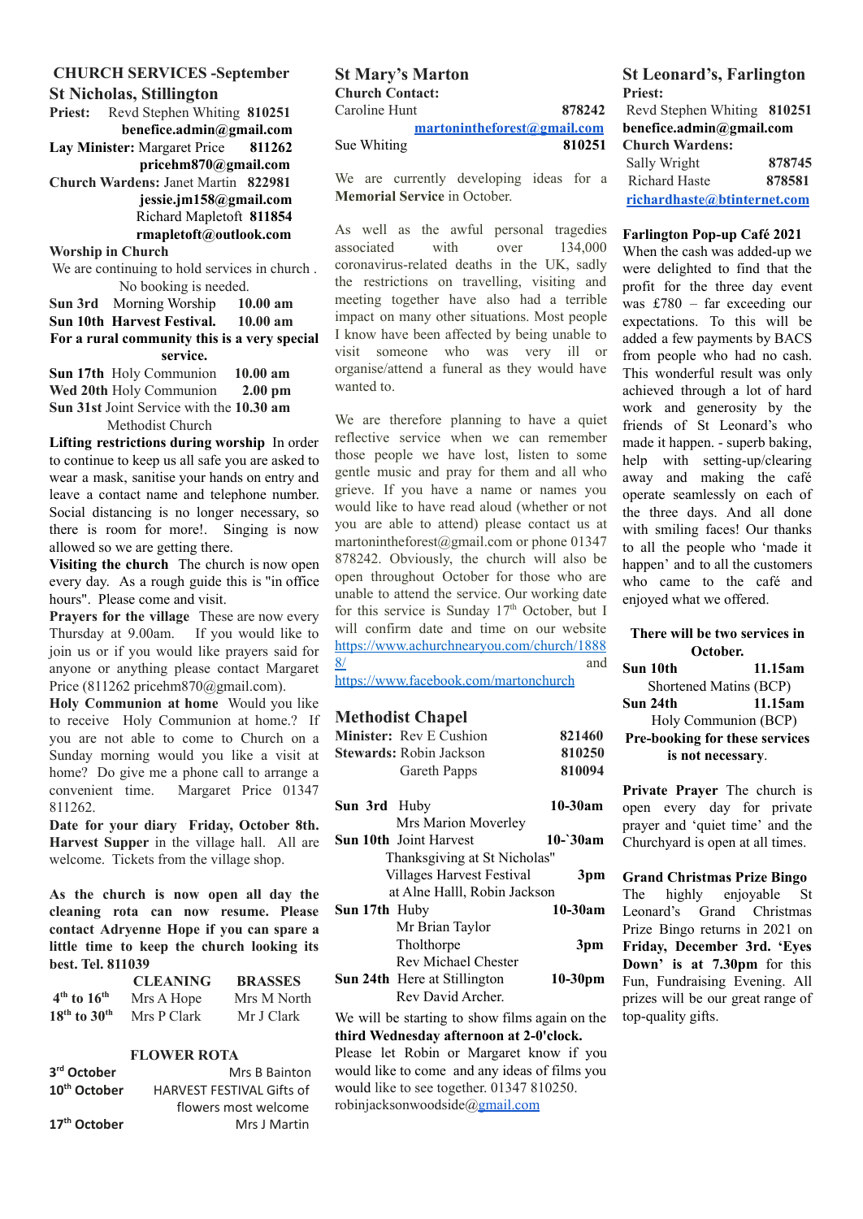## CHURCH SERVICES -September

### St Nicholas, Stillington

**Priest:** Revd Stephen Whiting **810251**
**benefice.admin@gmail.com**
**Lay Minister:** Margaret Price **811262**
**pricehm870@gmail.com**
**Church Wardens:** Janet Martin **822981**
**jessie.jm158@gmail.com**
Richard Mapletoft **811854**
**rmapletoft@outlook.com**

**Worship in Church**
We are continuing to hold services in church . No booking is needed.

**Sun 3rd** Morning Worship **10.00 am**
**Sun 10th Harvest Festival. 10.00 am**
**For a rural community this is a very special service.**
**Sun 17th** Holy Communion **10.00 am**
**Wed 20th** Holy Communion **2.00 pm**
**Sun 31st** Joint Service with the **10.30 am** Methodist Church

**Lifting restrictions during worship** In order to continue to keep us all safe you are asked to wear a mask, sanitise your hands on entry and leave a contact name and telephone number. Social distancing is no longer necessary, so there is room for more!. Singing is now allowed so we are getting there.

**Visiting the church** The church is now open every day. As a rough guide this is "in office hours". Please come and visit.

**Prayers for the village** These are now every Thursday at 9.00am. If you would like to join us or if you would like prayers said for anyone or anything please contact Margaret Price (811262 pricehm870@gmail.com).

**Holy Communion at home** Would you like to receive Holy Communion at home.? If you are not able to come to Church on a Sunday morning would you like a visit at home? Do give me a phone call to arrange a convenient time. Margaret Price 01347 811262.

**Date for your diary Friday, October 8th. Harvest Supper** in the village hall. All are welcome. Tickets from the village shop.

**As the church is now open all day the cleaning rota can now resume. Please contact Adryenne Hope if you can spare a little time to keep the church looking its best. Tel. 811039**

| | CLEANING | BRASSES |
|---|---|---|
| **4th to 16th** | Mrs A Hope | Mrs M North |
| **18th to 30th** | Mrs P Clark | Mr J Clark |

**FLOWER ROTA**

| | |
|---|---|
| **3rd October** | Mrs B Bainton |
| **10th October** | HARVEST FESTIVAL Gifts of flowers most welcome |
| **17th October** | Mrs J Martin |

### St Mary's Marton

**Church Contact:**
Caroline Hunt **878242**
**martonintheforest@gmail.com**
Sue Whiting **810251**

We are currently developing ideas for a **Memorial Service** in October.

As well as the awful personal tragedies associated with over 134,000 coronavirus-related deaths in the UK, sadly the restrictions on travelling, visiting and meeting together have also had a terrible impact on many other situations. Most people I know have been affected by being unable to visit someone who was very ill or organise/attend a funeral as they would have wanted to.

We are therefore planning to have a quiet reflective service when we can remember those people we have lost, listen to some gentle music and pray for them and all who grieve. If you have a name or names you would like to have read aloud (whether or not you are able to attend) please contact us at martonintheforest@gmail.com or phone 01347 878242. Obviously, the church will also be open throughout October for those who are unable to attend the service. Our working date for this service is Sunday 17th October, but I will confirm date and time on our website https://www.achurchnearyou.com/church/18888/ and https://www.facebook.com/martonchurch

### Methodist Chapel

**Minister:** Rev E Cushion **821460**
**Stewards:** Robin Jackson **810250**
Gareth Papps **810094**

**Sun 3rd** Huby **10-30am**
Mrs Marion Moverley
**Sun 10th** Joint Harvest **10-`30am**
Thanksgiving at St Nicholas"
Villages Harvest Festival **3pm**
at Alne Halll, Robin Jackson
**Sun 17th** Huby **10-30am**
Mr Brian Taylor
Tholthorpe **3pm**
Rev Michael Chester
**Sun 24th** Here at Stillington **10-30pm**
Rev David Archer.

We will be starting to show films again on the **third Wednesday afternoon at 2-0'clock.** Please let Robin or Margaret know if you would like to come and any ideas of films you would like to see together. 01347 810250. robinjacksonwoodside@gmail.com

### St Leonard's, Farlington

**Priest:**
Revd Stephen Whiting **810251**
**benefice.admin@gmail.com**
**Church Wardens:**
Sally Wright **878745**
Richard Haste **878581**
**richardhaste@btinternet.com**

**Farlington Pop-up Café 2021**
When the cash was added-up we were delighted to find that the profit for the three day event was £780 – far exceeding our expectations. To this will be added a few payments by BACS from people who had no cash. This wonderful result was only achieved through a lot of hard work and generosity by the friends of St Leonard's who made it happen. - superb baking, help with setting-up/clearing away and making the café operate seamlessly on each of the three days. And all done with smiling faces! Our thanks to all the people who 'made it happen' and to all the customers who came to the café and enjoyed what we offered.

**There will be two services in October.**
**Sun 10th 11.15am**
Shortened Matins (BCP)
**Sun 24th 11.15am**
Holy Communion (BCP)
**Pre-booking for these services is not necessary**.

**Private Prayer** The church is open every day for private prayer and 'quiet time' and the Churchyard is open at all times.

**Grand Christmas Prize Bingo**
The highly enjoyable St Leonard's Grand Christmas Prize Bingo returns in 2021 on **Friday, December 3rd. 'Eyes Down' is at 7.30pm** for this Fun, Fundraising Evening. All prizes will be our great range of top-quality gifts.